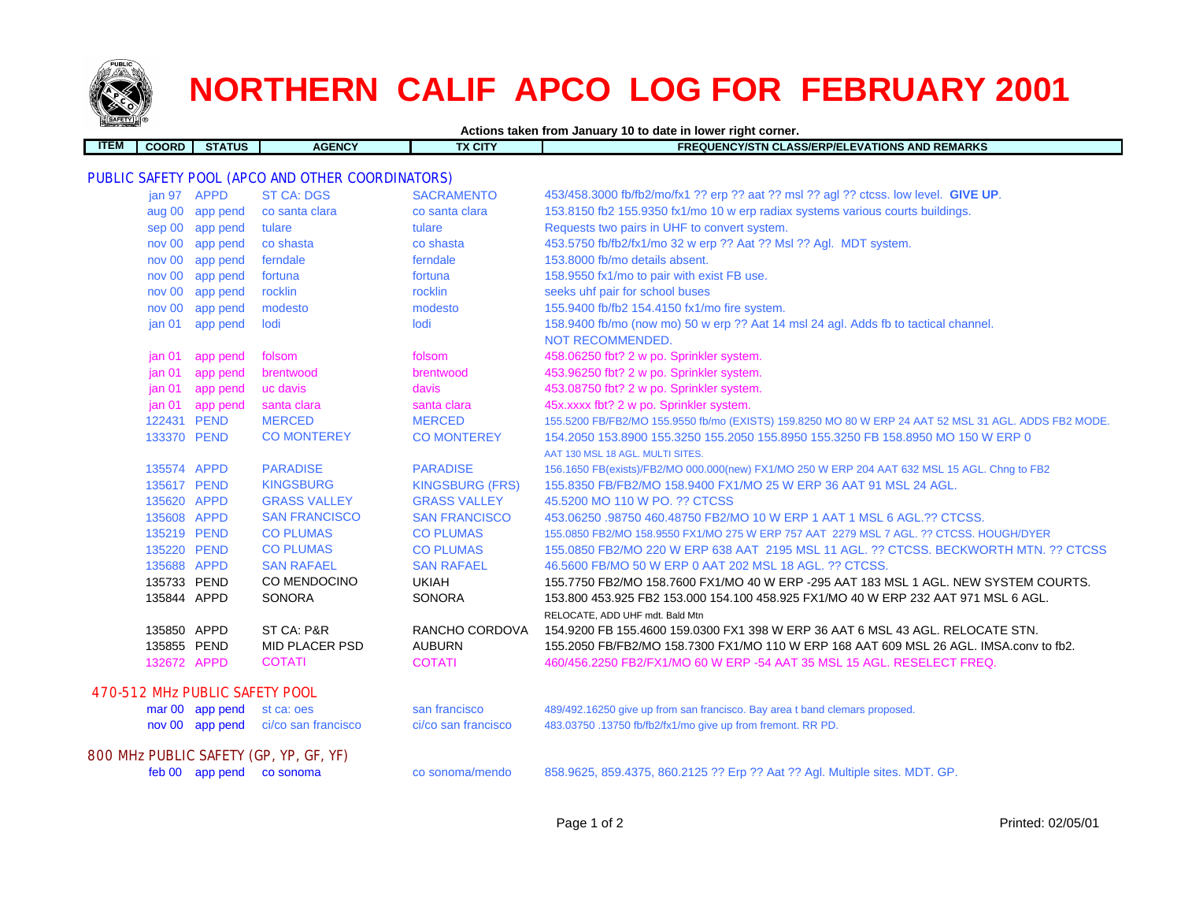# NORTHERN CALIF APCO LOG FOR FEBRUARY 2001

**Actions taken from January 10 to date in lower right corner.**

| ITEM | COORD | STATUS | AGENCY | TX CITY | FREQUENCY/STN CLASS/ERP/ELEVATIONS AND REMARKS |
|---|---|---|---|---|---|
| **PUBLIC SAFETY POOL (APCO AND OTHER COORDINATORS)** | | | | | |
| | jan 97 | APPD | ST CA: DGS | SACRAMENTO | 453/458.3000 fb/fb2/mo/fx1 ?? erp ?? aat ?? msl ?? agl ?? ctcss. low level. **GIVE UP**. |
| | aug 00 | app pend | co santa clara | co santa clara | 153.8150 fb2 155.9350 fx1/mo 10 w erp radiax systems various courts buildings. |
| | sep 00 | app pend | tulare | tulare | Requests two pairs in UHF to convert system. |
| | nov 00 | app pend | co shasta | co shasta | 453.5750 fb/fb2/fx1/mo 32 w erp ?? Aat ?? Msl ?? Agl. MDT system. |
| | nov 00 | app pend | ferndale | ferndale | 153.8000 fb/mo details absent. |
| | nov 00 | app pend | fortuna | fortuna | 158.9550 fx1/mo to pair with exist FB use. |
| | nov 00 | app pend | rocklin | rocklin | seeks uhf pair for school buses |
| | nov 00 | app pend | modesto | modesto | 155.9400 fb/fb2 154.4150 fx1/mo fire system. |
| | jan 01 | app pend | lodi | lodi | 158.9400 fb/mo (now mo) 50 w erp ?? Aat 14 msl 24 agl. Adds fb to tactical channel. NOT RECOMMENDED. |
| | jan 01 | app pend | folsom | folsom | 458.06250 fbt? 2 w po. Sprinkler system. |
| | jan 01 | app pend | brentwood | brentwood | 453.96250 fbt? 2 w po. Sprinkler system. |
| | jan 01 | app pend | uc davis | davis | 453.08750 fbt? 2 w po. Sprinkler system. |
| | jan 01 | app pend | santa clara | santa clara | 45x.xxxx fbt? 2 w po. Sprinkler system. |
| | 122431 | PEND | MERCED | MERCED | 155.5200 FB/FB2/MO 155.9550 fb/mo (EXISTS) 159.8250 MO 80 W ERP 24 AAT 52 MSL 31 AGL. ADDS FB2 MODE. |
| | 133370 | PEND | CO MONTEREY | CO MONTEREY | 154.2050 153.8900 155.3250 155.2050 155.8950 155.3250 FB 158.8950 MO 150 W ERP 0 AAT 130 MSL 18 AGL. MULTI SITES. |
| | 135574 | APPD | PARADISE | PARADISE | 156.1650 FB(exists)/FB2/MO 000.000(new) FX1/MO 250 W ERP 204 AAT 632 MSL 15 AGL. Chng to FB2 |
| | 135617 | PEND | KINGSBURG | KINGSBURG (FRS) | 155.8350 FB/FB2/MO 158.9400 FX1/MO 25 W ERP 36 AAT 91 MSL 24 AGL. |
| | 135620 | APPD | GRASS VALLEY | GRASS VALLEY | 45.5200 MO 110 W PO. ?? CTCSS |
| | 135608 | APPD | SAN FRANCISCO | SAN FRANCISCO | 453.06250 .98750 460.48750 FB2/MO 10 W ERP 1 AAT 1 MSL 6 AGL.?? CTCSS. |
| | 135219 | PEND | CO PLUMAS | CO PLUMAS | 155.0850 FB2/MO 158.9550 FX1/MO 275 W ERP 757 AAT 2279 MSL 7 AGL. ?? CTCSS. HOUGH/DYER |
| | 135220 | PEND | CO PLUMAS | CO PLUMAS | 155.0850 FB2/MO 220 W ERP 638 AAT 2195 MSL 11 AGL. ?? CTCSS. BECKWORTH MTN. ?? CTCSS |
| | 135688 | APPD | SAN RAFAEL | SAN RAFAEL | 46.5600 FB/MO 50 W ERP 0 AAT 202 MSL 18 AGL. ?? CTCSS. |
| | 135733 | PEND | CO MENDOCINO | UKIAH | 155.7750 FB2/MO 158.7600 FX1/MO 40 W ERP -295 AAT 183 MSL 1 AGL. NEW SYSTEM COURTS. |
| | 135844 | APPD | SONORA | SONORA | 153.800 453.925 FB2 153.000 154.100 458.925 FX1/MO 40 W ERP 232 AAT 971 MSL 6 AGL. RELOCATE, ADD UHF mdt. Bald Mtn |
| | 135850 | APPD | ST CA: P&R | RANCHO CORDOVA | 154.9200 FB 155.4600 159.0300 FX1 398 W ERP 36 AAT 6 MSL 43 AGL. RELOCATE STN. |
| | 135855 | PEND | MID PLACER PSD | AUBURN | 155.2050 FB/FB2/MO 158.7300 FX1/MO 110 W ERP 168 AAT 609 MSL 26 AGL. IMSA.conv to fb2. |
| | 132672 | APPD | COTATI | COTATI | 460/456.2250 FB2/FX1/MO 60 W ERP -54 AAT 35 MSL 15 AGL. RESELECT FREQ. |
| **470-512 MHz PUBLIC SAFETY POOL** | | | | | |
| | mar 00 | app pend | st ca: oes | san francisco | 489/492.16250 give up from san francisco. Bay area t band clemars proposed. |
| | nov 00 | app pend | ci/co san francisco | ci/co san francisco | 483.03750 .13750 fb/fb2/fx1/mo give up from fremont. RR PD. |
| **800 MHz PUBLIC SAFETY (GP, YP, GF, YF)** | | | | | |
| | feb 00 | app pend | co sonoma | co sonoma/mendo | 858.9625, 859.4375, 860.2125 ?? Erp ?? Aat ?? Agl. Multiple sites. MDT. GP. |

Printed: 02/05/01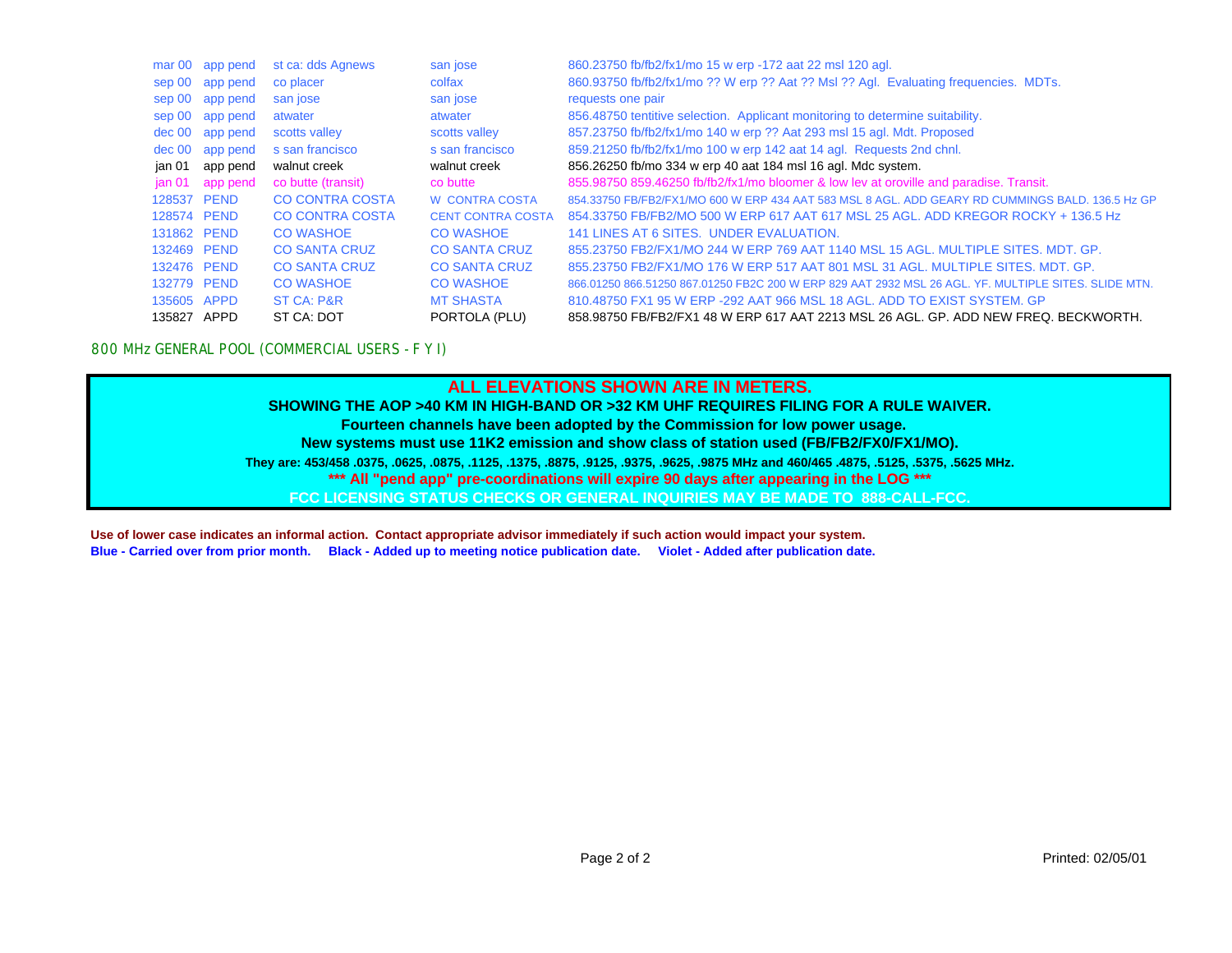| | | | | |
|---|---|---|---|---|
| mar 00 | app pend | st ca: dds Agnews | san jose | 860.23750 fb/fb2/fx1/mo 15 w erp -172 aat 22 msl 120 agl. |
| sep 00 | app pend | co placer | colfax | 860.93750 fb/fb2/fx1/mo ?? W erp ?? Aat ?? Msl ?? Agl. Evaluating frequencies. MDTs. |
| sep 00 | app pend | san jose | san jose | requests one pair |
| sep 00 | app pend | atwater | atwater | 856.48750 tentitive selection. Applicant monitoring to determine suitability. |
| dec 00 | app pend | scotts valley | scotts valley | 857.23750 fb/fb2/fx1/mo 140 w erp ?? Aat 293 msl 15 agl. Mdt. Proposed |
| dec 00 | app pend | s san francisco | s san francisco | 859.21250 fb/fb2/fx1/mo 100 w erp 142 aat 14 agl. Requests 2nd chnl. |
| jan 01 | app pend | walnut creek | walnut creek | 856.26250 fb/mo 334 w erp 40 aat 184 msl 16 agl. Mdc system. |
| jan 01 | app pend | co butte (transit) | co butte | 855.98750 859.46250 fb/fb2/fx1/mo bloomer & low lev at oroville and paradise. Transit. |
| 128537 | PEND | CO CONTRA COSTA | W CONTRA COSTA | 854.33750 FB/FB2/FX1/MO 600 W ERP 434 AAT 583 MSL 8 AGL. ADD GEARY RD CUMMINGS BALD. 136.5 Hz GP |
| 128574 | PEND | CO CONTRA COSTA | CENT CONTRA COSTA | 854.33750 FB/FB2/MO 500 W ERP 617 AAT 617 MSL 25 AGL. ADD KREGOR ROCKY + 136.5 Hz |
| 131862 | PEND | CO WASHOE | CO WASHOE | 141 LINES AT 6 SITES. UNDER EVALUATION. |
| 132469 | PEND | CO SANTA CRUZ | CO SANTA CRUZ | 855.23750 FB2/FX1/MO 244 W ERP 769 AAT 1140 MSL 15 AGL. MULTIPLE SITES. MDT. GP. |
| 132476 | PEND | CO SANTA CRUZ | CO SANTA CRUZ | 855.23750 FB2/FX1/MO 176 W ERP 517 AAT 801 MSL 31 AGL. MULTIPLE SITES. MDT. GP. |
| 132779 | PEND | CO WASHOE | CO WASHOE | 866.01250 866.51250 867.01250 FB2C 200 W ERP 829 AAT 2932 MSL 26 AGL. YF. MULTIPLE SITES. SLIDE MTN. |
| 135605 | APPD | ST CA: P&R | MT SHASTA | 810.48750 FX1 95 W ERP -292 AAT 966 MSL 18 AGL. ADD TO EXIST SYSTEM. GP |
| 135827 | APPD | ST CA: DOT | PORTOLA (PLU) | 858.98750 FB/FB2/FX1 48 W ERP 617 AAT 2213 MSL 26 AGL. GP. ADD NEW FREQ. BECKWORTH. |

800 MHz GENERAL POOL (COMMERCIAL USERS - F Y I)

**ALL ELEVATIONS SHOWN ARE IN METERS.**

**SHOWING THE AOP >40 KM IN HIGH-BAND OR >32 KM UHF REQUIRES FILING FOR A RULE WAIVER.**

**Fourteen channels have been adopted by the Commission for low power usage.**

**New systems must use 11K2 emission and show class of station used (FB/FB2/FX0/FX1/MO).**

**They are: 453/458 .0375, .0625, .0875, .1125, .1375, .8875, .9125, .9375, .9625, .9875 MHz and 460/465 .4875, .5125, .5375, .5625 MHz.**

**\*\*\* All "pend app" pre-coordinations will expire 90 days after appearing in the LOG \*\*\***

**FCC LICENSING STATUS CHECKS OR GENERAL INQUIRIES MAY BE MADE TO 888-CALL-FCC.**

**Use of lower case indicates an informal action. Contact appropriate advisor immediately if such action would impact your system.**

**Blue - Carried over from prior month. Black - Added up to meeting notice publication date. Violet - Added after publication date.**

Printed: 02/05/01